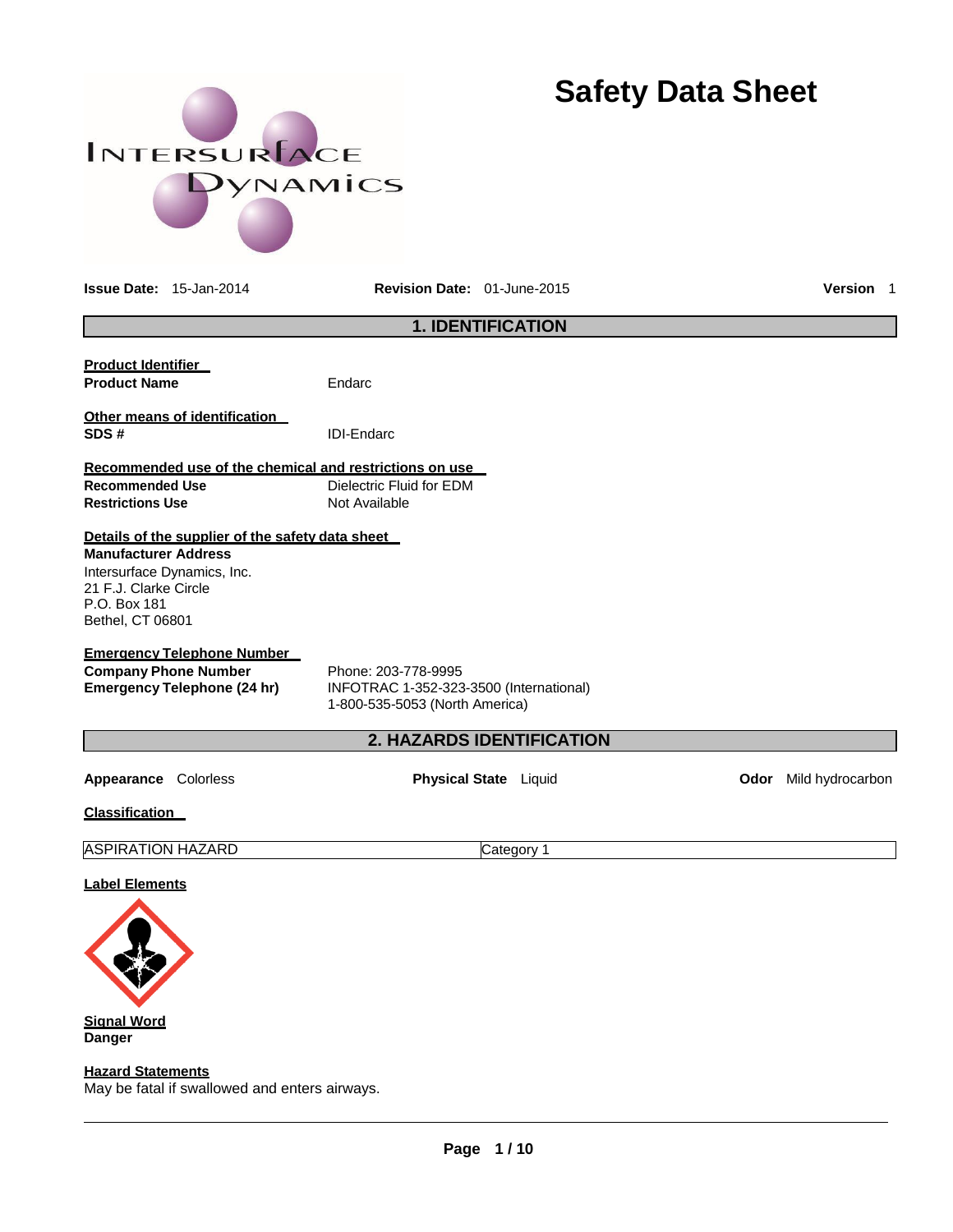# Safety Data Sheet

**Issue Date:** 15-Jan-2014 **Revision Date:** 01-June-2015 **Version** 1

## 1. IDENTIFICATION

**Product Identifier**

**Product Name** Endarc

**Other means of identification**

**SDS #** IDI-Endarc

**Recommended use of the chemical and restrictions on use**

**Recommended Use** Dielectric Fluid for EDM

**Restrictions Use** Not Available

**Details of the supplier of the safety data sheet**

**Manufacturer Address**

Intersurface Dynamics, Inc.
21 F.J. Clarke Circle
P.O. Box 181
Bethel, CT 06801

**Emergency Telephone Number**

**Company Phone Number** Phone: 203-778-9995

**Emergency Telephone (24 hr)** INFOTRAC 1-352-323-3500 (International)
1-800-535-5053 (North America)

## 2. HAZARDS IDENTIFICATION

**Appearance** Colorless **Physical State** Liquid **Odor** Mild hydrocarbon

**Classification**

| ASPIRATION HAZARD | Category 1 |
|---|---|

**Label Elements**

**Signal Word**
**Danger**

**Hazard Statements**
May be fatal if swallowed and enters airways.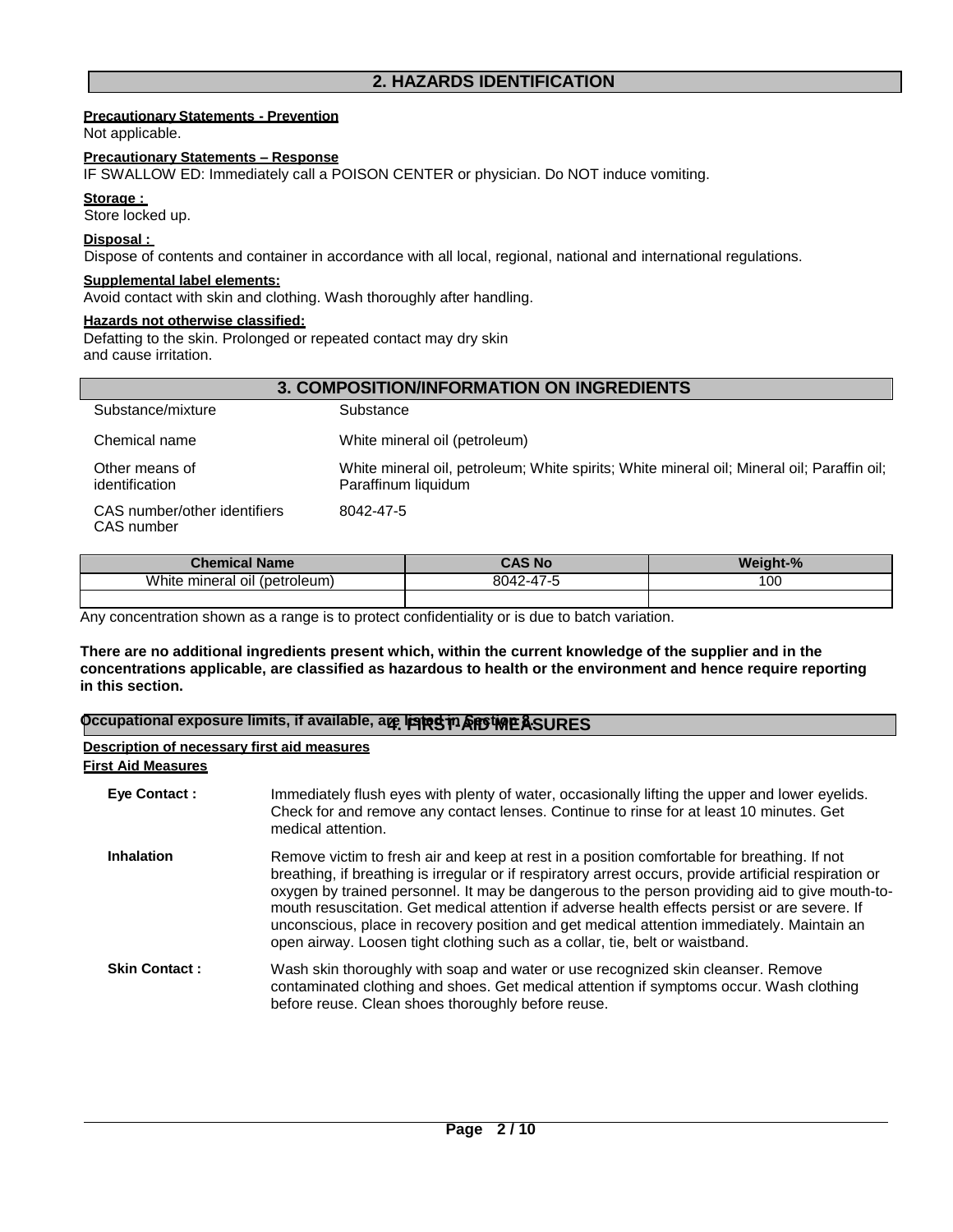## 2. HAZARDS IDENTIFICATION

**Precautionary Statements - Prevention**

Not applicable.

**Precautionary Statements – Response**

IF SWALLOW ED: Immediately call a POISON CENTER or physician. Do NOT induce vomiting.

**Storage :**

Store locked up.

**Disposal :**

Dispose of contents and container in accordance with all local, regional, national and international regulations.

**Supplemental label elements:**

Avoid contact with skin and clothing. Wash thoroughly after handling.

**Hazards not otherwise classified:**

Defatting to the skin. Prolonged or repeated contact may dry skin and cause irritation.

## 3. COMPOSITION/INFORMATION ON INGREDIENTS

| | |
|---|---|
| Substance/mixture | Substance |
| Chemical name | White mineral oil (petroleum) |
| Other means of identification | White mineral oil, petroleum; White spirits; White mineral oil; Mineral oil; Paraffin oil; Paraffinum liquidum |
| CAS number/other identifiers CAS number | 8042-47-5 |

| Chemical Name | CAS No | Weight-% |
|---|---|---|
| White mineral oil (petroleum) | 8042-47-5 | 100 |
| | | |

Any concentration shown as a range is to protect confidentiality or is due to batch variation.

**There are no additional ingredients present which, within the current knowledge of the supplier and in the concentrations applicable, are classified as hazardous to health or the environment and hence require reporting in this section.**

**Occupational exposure limits, if available, are listed in Section 8.**

## 4. FIRST AID MEASURES

**Description of necessary first aid measures**

**First Aid Measures**

**Eye Contact :** Immediately flush eyes with plenty of water, occasionally lifting the upper and lower eyelids. Check for and remove any contact lenses. Continue to rinse for at least 10 minutes. Get medical attention.

**Inhalation** Remove victim to fresh air and keep at rest in a position comfortable for breathing. If not breathing, if breathing is irregular or if respiratory arrest occurs, provide artificial respiration or oxygen by trained personnel. It may be dangerous to the person providing aid to give mouth-to-mouth resuscitation. Get medical attention if adverse health effects persist or are severe. If unconscious, place in recovery position and get medical attention immediately. Maintain an open airway. Loosen tight clothing such as a collar, tie, belt or waistband.

**Skin Contact :** Wash skin thoroughly with soap and water or use recognized skin cleanser. Remove contaminated clothing and shoes. Get medical attention if symptoms occur. Wash clothing before reuse. Clean shoes thoroughly before reuse.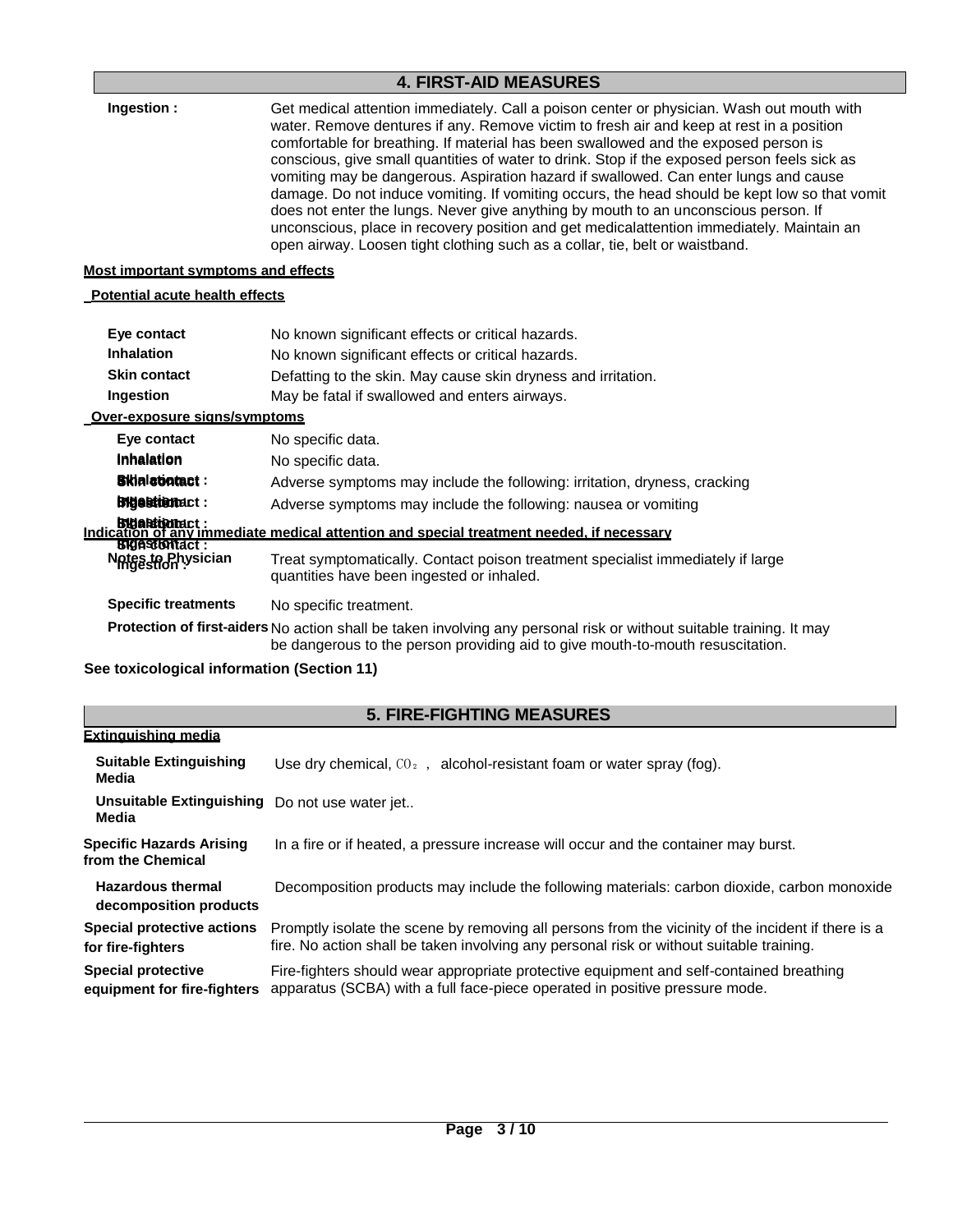## 4. FIRST-AID MEASURES

**Ingestion :** Get medical attention immediately. Call a poison center or physician. Wash out mouth with water. Remove dentures if any. Remove victim to fresh air and keep at rest in a position comfortable for breathing. If material has been swallowed and the exposed person is conscious, give small quantities of water to drink. Stop if the exposed person feels sick as vomiting may be dangerous. Aspiration hazard if swallowed. Can enter lungs and cause damage. Do not induce vomiting. If vomiting occurs, the head should be kept low so that vomit does not enter the lungs. Never give anything by mouth to an unconscious person. If unconscious, place in recovery position and get medicalattention immediately. Maintain an open airway. Loosen tight clothing such as a collar, tie, belt or waistband.

**Most important symptoms and effects**

**Potential acute health effects**

| | |
|---|---|
| **Eye contact** | No known significant effects or critical hazards. |
| **Inhalation** | No known significant effects or critical hazards. |
| **Skin contact** | Defatting to the skin. May cause skin dryness and irritation. |
| **Ingestion** | May be fatal if swallowed and enters airways. |

**Over-exposure signs/symptoms**

| | |
|---|---|
| **Eye contact** | No specific data. |
| **Inhalation** | No specific data. |
| **Skin contact :** | Adverse symptoms may include the following: irritation, dryness, cracking |
| **Ingestion :** | Adverse symptoms may include the following: nausea or vomiting |

**Indication of any immediate medical attention and special treatment needed, if necessary**

| | |
|---|---|
| **Notes to Physician** | Treat symptomatically. Contact poison treatment specialist immediately if large quantities have been ingested or inhaled. |
| **Specific treatments** | No specific treatment. |
| **Protection of first-aiders** | No action shall be taken involving any personal risk or without suitable training. It may be dangerous to the person providing aid to give mouth-to-mouth resuscitation. |

**See toxicological information (Section 11)**

## 5. FIRE-FIGHTING MEASURES

**Extinguishing media**

| | |
|---|---|
| **Suitable Extinguishing Media** | Use dry chemical, $CO_2$ , alcohol-resistant foam or water spray (fog). |
| **Unsuitable Extinguishing Media** | Do not use water jet.. |
| **Specific Hazards Arising from the Chemical** | In a fire or if heated, a pressure increase will occur and the container may burst. |
| **Hazardous thermal decomposition products** | Decomposition products may include the following materials: carbon dioxide, carbon monoxide |
| **Special protective actions for fire-fighters** | Promptly isolate the scene by removing all persons from the vicinity of the incident if there is a fire. No action shall be taken involving any personal risk or without suitable training. |
| **Special protective equipment for fire-fighters** | Fire-fighters should wear appropriate protective equipment and self-contained breathing apparatus (SCBA) with a full face-piece operated in positive pressure mode. |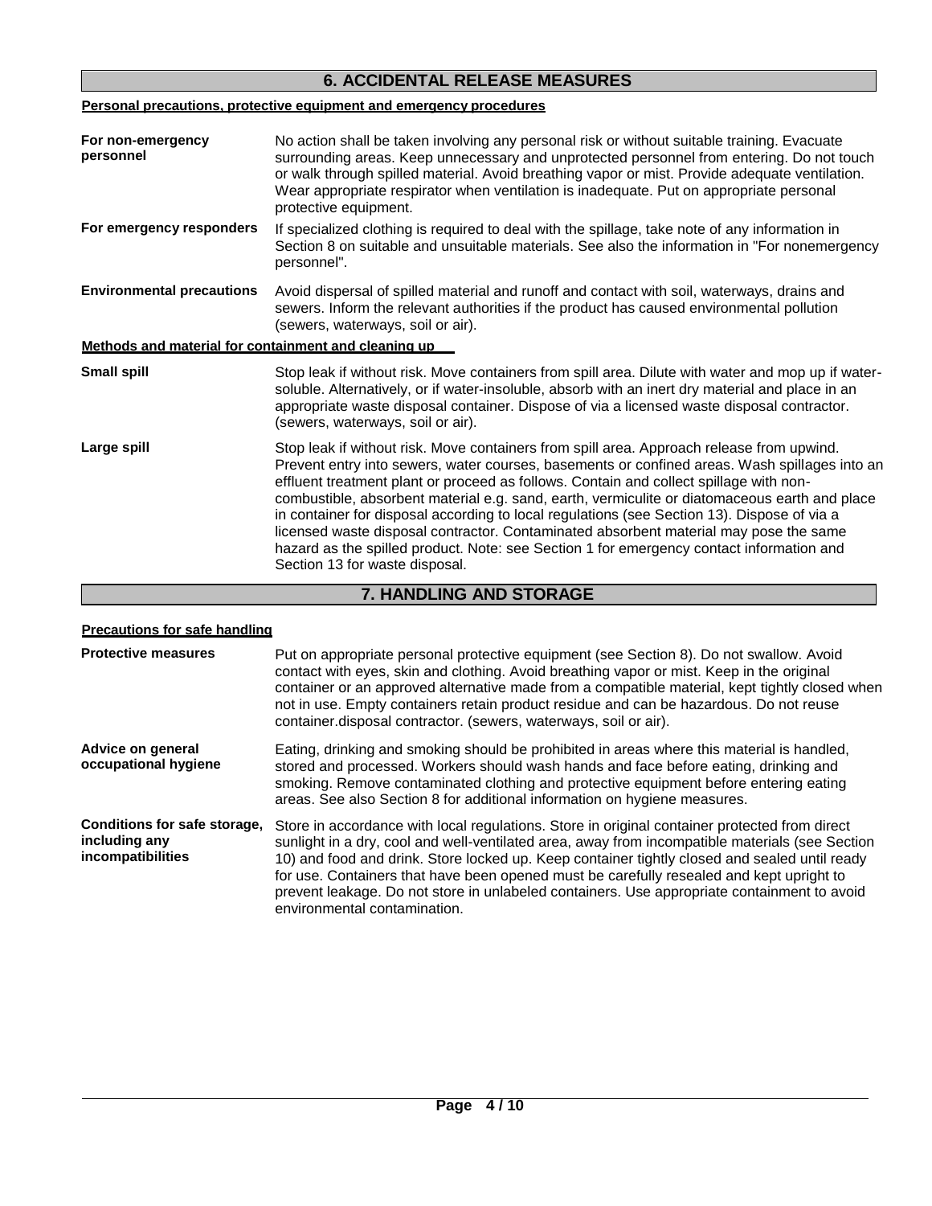## 6. ACCIDENTAL RELEASE MEASURES

**Personal precautions, protective equipment and emergency procedures**

**For non-emergency personnel**
No action shall be taken involving any personal risk or without suitable training. Evacuate surrounding areas. Keep unnecessary and unprotected personnel from entering. Do not touch or walk through spilled material. Avoid breathing vapor or mist. Provide adequate ventilation. Wear appropriate respirator when ventilation is inadequate. Put on appropriate personal protective equipment.

**For emergency responders**
If specialized clothing is required to deal with the spillage, take note of any information in Section 8 on suitable and unsuitable materials. See also the information in "For nonemergency personnel".

**Environmental precautions**
Avoid dispersal of spilled material and runoff and contact with soil, waterways, drains and sewers. Inform the relevant authorities if the product has caused environmental pollution (sewers, waterways, soil or air).

**Methods and material for containment and cleaning up**

**Small spill**
Stop leak if without risk. Move containers from spill area. Dilute with water and mop up if water-soluble. Alternatively, or if water-insoluble, absorb with an inert dry material and place in an appropriate waste disposal container. Dispose of via a licensed waste disposal contractor. (sewers, waterways, soil or air).

**Large spill**
Stop leak if without risk. Move containers from spill area. Approach release from upwind. Prevent entry into sewers, water courses, basements or confined areas. Wash spillages into an effluent treatment plant or proceed as follows. Contain and collect spillage with non-combustible, absorbent material e.g. sand, earth, vermiculite or diatomaceous earth and place in container for disposal according to local regulations (see Section 13). Dispose of via a licensed waste disposal contractor. Contaminated absorbent material may pose the same hazard as the spilled product. Note: see Section 1 for emergency contact information and Section 13 for waste disposal.

## 7. HANDLING AND STORAGE

**Precautions for safe handling**

**Protective measures**
Put on appropriate personal protective equipment (see Section 8). Do not swallow. Avoid contact with eyes, skin and clothing. Avoid breathing vapor or mist. Keep in the original container or an approved alternative made from a compatible material, kept tightly closed when not in use. Empty containers retain product residue and can be hazardous. Do not reuse container.disposal contractor. (sewers, waterways, soil or air).

**Advice on general occupational hygiene**
Eating, drinking and smoking should be prohibited in areas where this material is handled, stored and processed. Workers should wash hands and face before eating, drinking and smoking. Remove contaminated clothing and protective equipment before entering eating areas. See also Section 8 for additional information on hygiene measures.

**Conditions for safe storage, including any incompatibilities**
Store in accordance with local regulations. Store in original container protected from direct sunlight in a dry, cool and well-ventilated area, away from incompatible materials (see Section 10) and food and drink. Store locked up. Keep container tightly closed and sealed until ready for use. Containers that have been opened must be carefully resealed and kept upright to prevent leakage. Do not store in unlabeled containers. Use appropriate containment to avoid environmental contamination.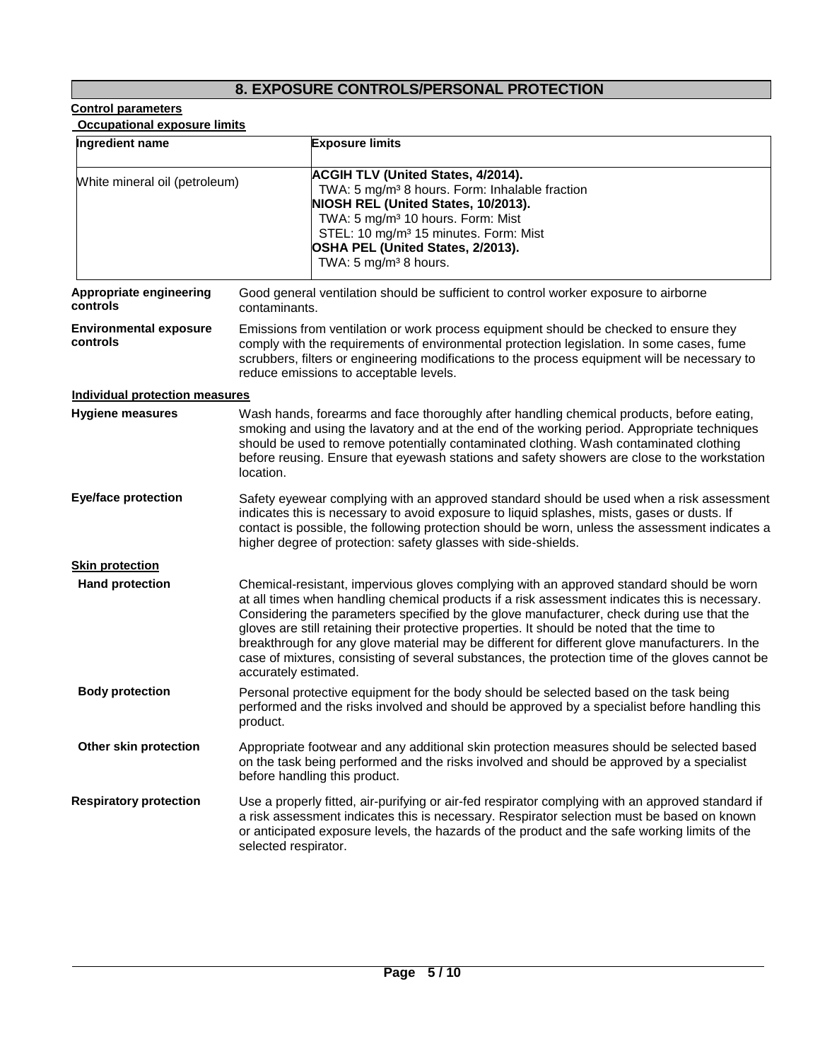## 8. EXPOSURE CONTROLS/PERSONAL PROTECTION

**Control parameters**

**Occupational exposure limits**

| Ingredient name | Exposure limits |
| --- | --- |
| White mineral oil (petroleum) | **ACGIH TLV (United States, 4/2014).**<br>TWA: 5 mg/m³ 8 hours. Form: Inhalable fraction<br>**NIOSH REL (United States, 10/2013).**<br>TWA: 5 mg/m³ 10 hours. Form: Mist<br>STEL: 10 mg/m³ 15 minutes. Form: Mist<br>**OSHA PEL (United States, 2/2013).**<br>TWA: 5 mg/m³ 8 hours. |

**Appropriate engineering controls**
Good general ventilation should be sufficient to control worker exposure to airborne contaminants.

**Environmental exposure controls**
Emissions from ventilation or work process equipment should be checked to ensure they comply with the requirements of environmental protection legislation. In some cases, fume scrubbers, filters or engineering modifications to the process equipment will be necessary to reduce emissions to acceptable levels.

**Individual protection measures**

**Hygiene measures**
Wash hands, forearms and face thoroughly after handling chemical products, before eating, smoking and using the lavatory and at the end of the working period. Appropriate techniques should be used to remove potentially contaminated clothing. Wash contaminated clothing before reusing. Ensure that eyewash stations and safety showers are close to the workstation location.

**Eye/face protection**
Safety eyewear complying with an approved standard should be used when a risk assessment indicates this is necessary to avoid exposure to liquid splashes, mists, gases or dusts. If contact is possible, the following protection should be worn, unless the assessment indicates a higher degree of protection: safety glasses with side-shields.

**Skin protection**

**Hand protection**
Chemical-resistant, impervious gloves complying with an approved standard should be worn at all times when handling chemical products if a risk assessment indicates this is necessary. Considering the parameters specified by the glove manufacturer, check during use that the gloves are still retaining their protective properties. It should be noted that the time to breakthrough for any glove material may be different for different glove manufacturers. In the case of mixtures, consisting of several substances, the protection time of the gloves cannot be accurately estimated.

**Body protection**
Personal protective equipment for the body should be selected based on the task being performed and the risks involved and should be approved by a specialist before handling this product.

**Other skin protection**
Appropriate footwear and any additional skin protection measures should be selected based on the task being performed and the risks involved and should be approved by a specialist before handling this product.

**Respiratory protection**
Use a properly fitted, air-purifying or air-fed respirator complying with an approved standard if a risk assessment indicates this is necessary. Respirator selection must be based on known or anticipated exposure levels, the hazards of the product and the safe working limits of the selected respirator.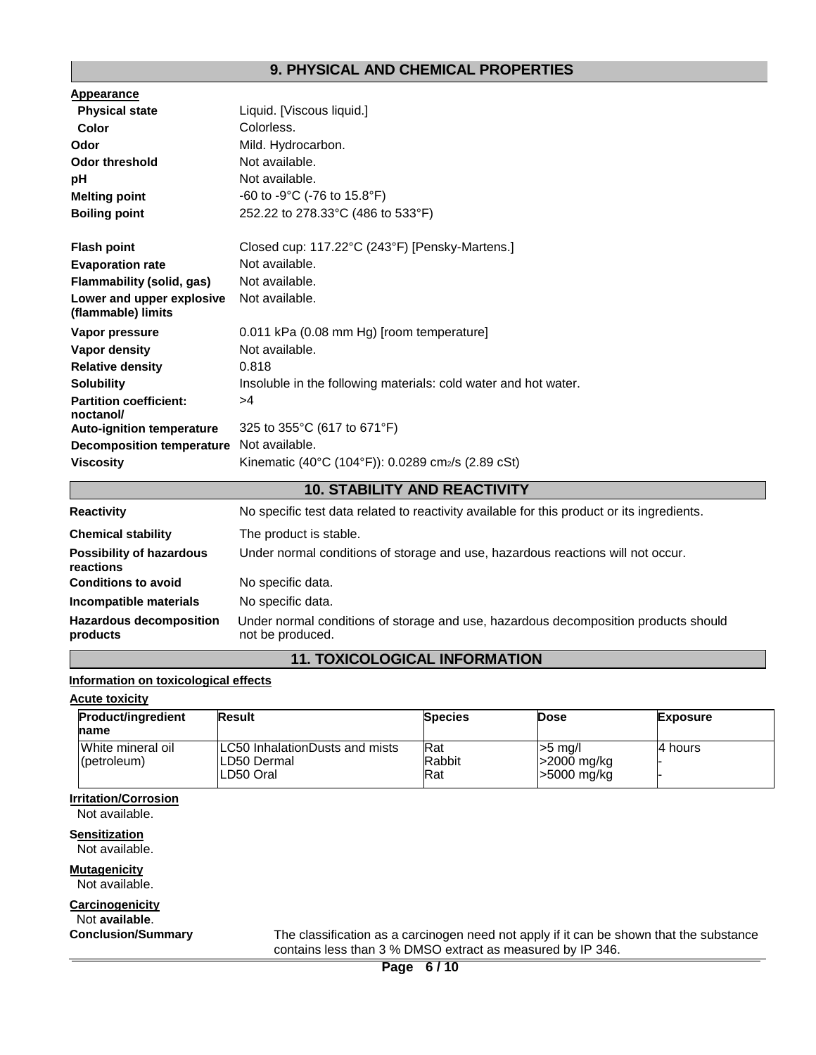## 9. PHYSICAL AND CHEMICAL PROPERTIES

**Appearance**

| | |
|---|---|
| **Physical state** | Liquid. [Viscous liquid.] |
| **Color** | Colorless. |
| **Odor** | Mild. Hydrocarbon. |
| **Odor threshold** | Not available. |
| **pH** | Not available. |
| **Melting point** | -60 to -9°C (-76 to 15.8°F) |
| **Boiling point** | 252.22 to 278.33°C (486 to 533°F) |
| **Flash point** | Closed cup: 117.22°C (243°F) [Pensky-Martens.] |
| **Evaporation rate** | Not available. |
| **Flammability (solid, gas)** | Not available. |
| **Lower and upper explosive (flammable) limits** | Not available. |
| **Vapor pressure** | 0.011 kPa (0.08 mm Hg) [room temperature] |
| **Vapor density** | Not available. |
| **Relative density** | 0.818 |
| **Solubility** | Insoluble in the following materials: cold water and hot water. |
| **Partition coefficient: noctanol/** | >4 |
| **Auto-ignition temperature** | 325 to 355°C (617 to 671°F) |
| **Decomposition temperature** | Not available. |
| **Viscosity** | Kinematic (40°C (104°F)): 0.0289 $cm^2$/s (2.89 cSt) |

## 10. STABILITY AND REACTIVITY

| | |
|---|---|
| **Reactivity** | No specific test data related to reactivity available for this product or its ingredients. |
| **Chemical stability** | The product is stable. |
| **Possibility of hazardous reactions** | Under normal conditions of storage and use, hazardous reactions will not occur. |
| **Conditions to avoid** | No specific data. |
| **Incompatible materials** | No specific data. |
| **Hazardous decomposition products** | Under normal conditions of storage and use, hazardous decomposition products should not be produced. |

## 11. TOXICOLOGICAL INFORMATION

**Information on toxicological effects**

**Acute toxicity**

| Product/ingredient name | Result | Species | Dose | Exposure |
|---|---|---|---|---|
| White mineral oil (petroleum) | LC50 InhalationDusts and mists<br>LD50 Dermal<br>LD50 Oral | Rat<br>Rabbit<br>Rat | >5 mg/l<br>>2000 mg/kg<br>>5000 mg/kg | 4 hours<br>-<br>- |

**Irritation/Corrosion**

Not available.

**Sensitization**

Not available.

**Mutagenicity**

Not available.

**Carcinogenicity**

Not **available**.

**Conclusion/Summary** The classification as a carcinogen need not apply if it can be shown that the substance contains less than 3 % DMSO extract as measured by IP 346.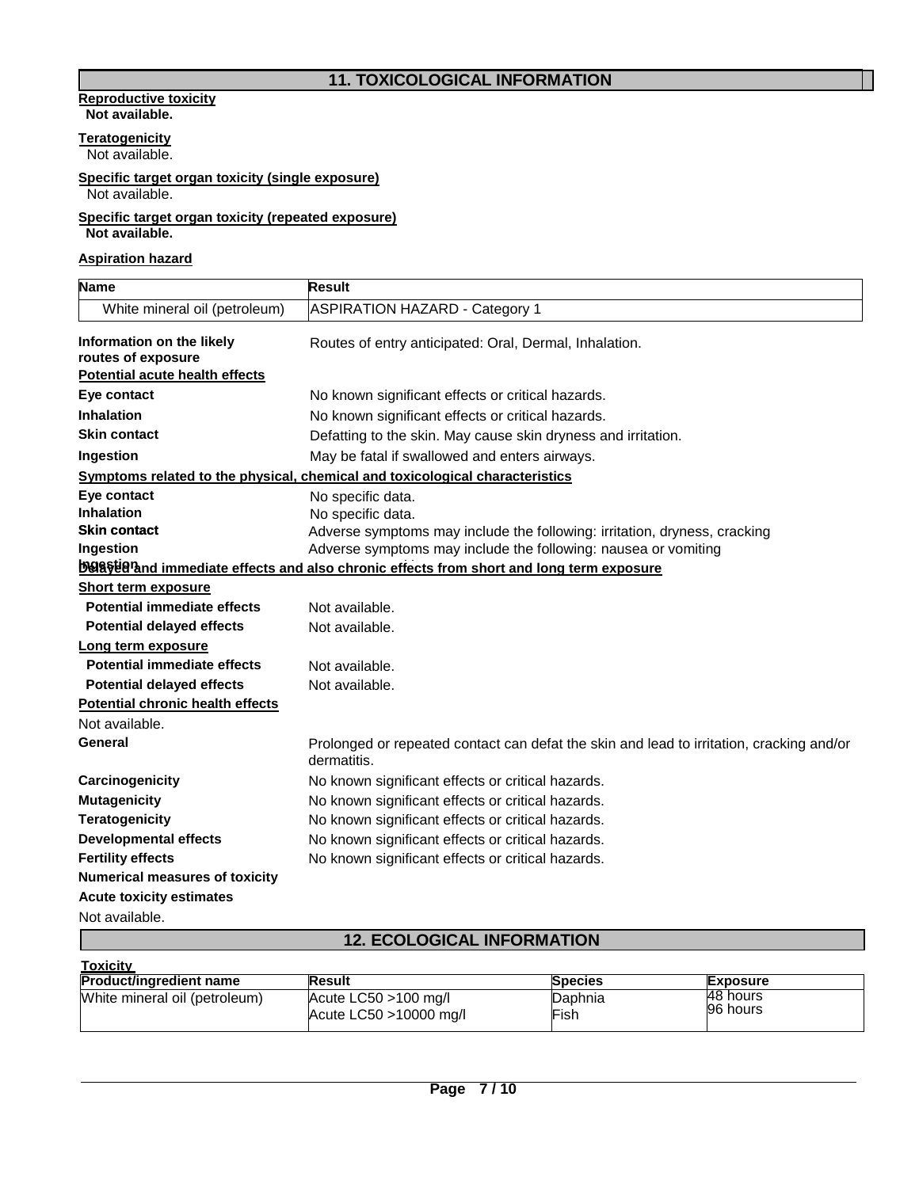## 11. TOXICOLOGICAL INFORMATION

**Reproductive toxicity**

**Not available.**

**Teratogenicity**

Not available.

**Specific target organ toxicity (single exposure)**

Not available.

**Specific target organ toxicity (repeated exposure)**

**Not available.**

**Aspiration hazard**

| Name | Result |
|---|---|
| White mineral oil (petroleum) | ASPIRATION HAZARD - Category 1 |

**Information on the likely routes of exposure**: Routes of entry anticipated: Oral, Dermal, Inhalation.

**Potential acute health effects**

| | |
|---|---|
| **Eye contact** | No known significant effects or critical hazards. |
| **Inhalation** | No known significant effects or critical hazards. |
| **Skin contact** | Defatting to the skin. May cause skin dryness and irritation. |
| **Ingestion** | May be fatal if swallowed and enters airways. |

**Symptoms related to the physical, chemical and toxicological characteristics**

| | |
|---|---|
| **Eye contact** | No specific data. |
| **Inhalation** | No specific data. |
| **Skin contact** | Adverse symptoms may include the following: irritation, dryness, cracking |
| **Ingestion** | Adverse symptoms may include the following: nausea or vomiting |

**Delayed and immediate effects and also chronic effects from short and long term exposure**

**Short term exposure**

| | |
|---|---|
| **Potential immediate effects** | Not available. |
| **Potential delayed effects** | Not available. |

**Long term exposure**

| | |
|---|---|
| **Potential immediate effects** | Not available. |
| **Potential delayed effects** | Not available. |

**Potential chronic health effects**

Not available.

| | |
|---|---|
| **General** | Prolonged or repeated contact can defat the skin and lead to irritation, cracking and/or dermatitis. |
| **Carcinogenicity** | No known significant effects or critical hazards. |
| **Mutagenicity** | No known significant effects or critical hazards. |
| **Teratogenicity** | No known significant effects or critical hazards. |
| **Developmental effects** | No known significant effects or critical hazards. |
| **Fertility effects** | No known significant effects or critical hazards. |

**Numerical measures of toxicity**

**Acute toxicity estimates**

Not available.

## 12. ECOLOGICAL INFORMATION

**Toxicity**

| Product/ingredient name | Result | Species | Exposure |
|---|---|---|---|
| White mineral oil (petroleum) | Acute LC50 >100 mg/l<br>Acute LC50 >10000 mg/l | Daphnia<br>Fish | 48 hours<br>96 hours |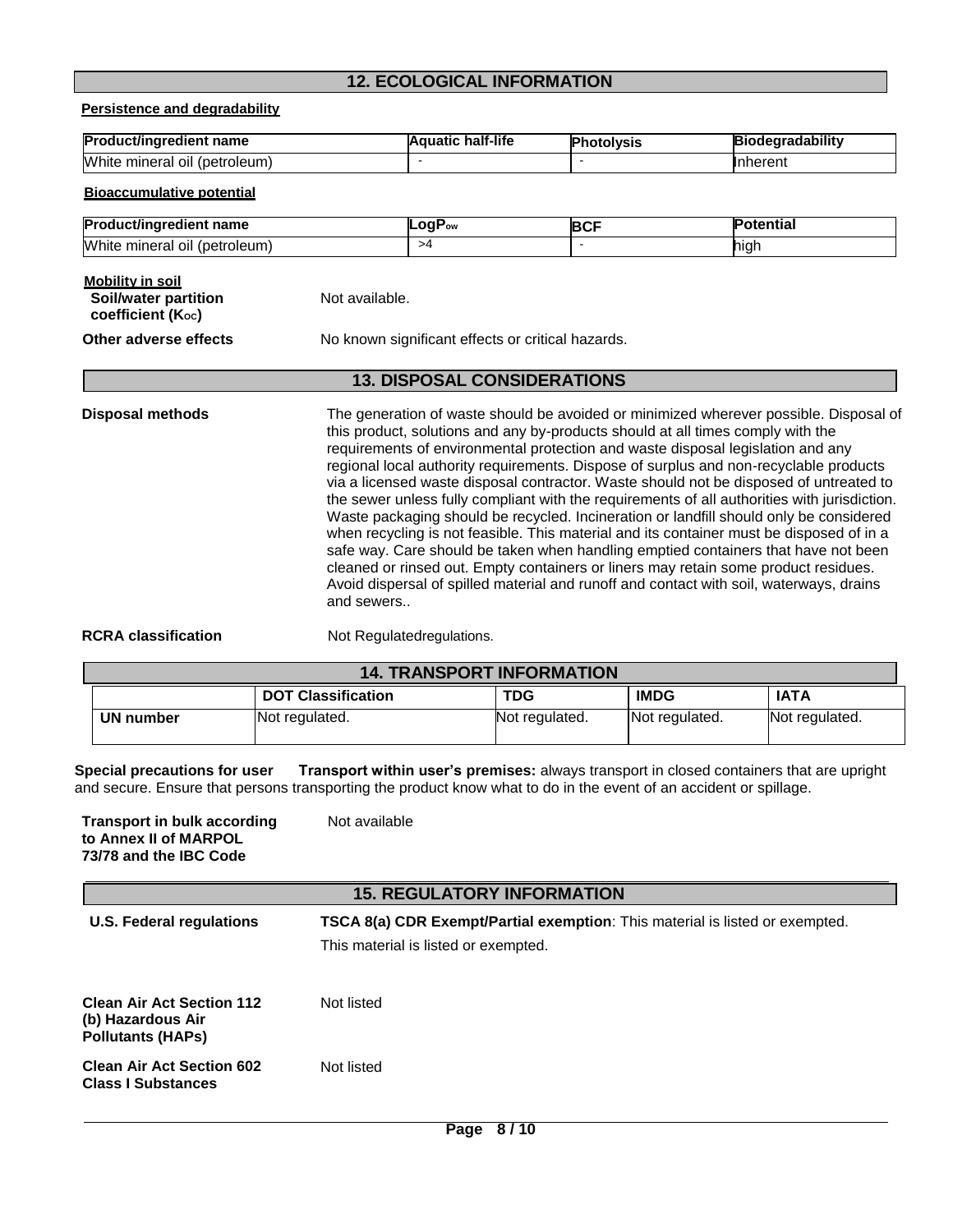## 12. ECOLOGICAL INFORMATION

**Persistence and degradability**

| Product/ingredient name | Aquatic half-life | Photolysis | Biodegradability |
|---|---|---|---|
| White mineral oil (petroleum) | - | - | Inherent |

**Bioaccumulative potential**

| Product/ingredient name | $LogP_{ow}$ | BCF | Potential |
|---|---|---|---|
| White mineral oil (petroleum) | >4 | - | high |

**Mobility in soil**

**Soil/water partition coefficient ($K_{OC}$)** Not available.

**Other adverse effects** No known significant effects or critical hazards.

## 13. DISPOSAL CONSIDERATIONS

**Disposal methods** The generation of waste should be avoided or minimized wherever possible. Disposal of this product, solutions and any by-products should at all times comply with the requirements of environmental protection and waste disposal legislation and any regional local authority requirements. Dispose of surplus and non-recyclable products via a licensed waste disposal contractor. Waste should not be disposed of untreated to the sewer unless fully compliant with the requirements of all authorities with jurisdiction. Waste packaging should be recycled. Incineration or landfill should only be considered when recycling is not feasible. This material and its container must be disposed of in a safe way. Care should be taken when handling emptied containers that have not been cleaned or rinsed out. Empty containers or liners may retain some product residues. Avoid dispersal of spilled material and runoff and contact with soil, waterways, drains and sewers..

**RCRA classification** Not Regulatedregulations.

## 14. TRANSPORT INFORMATION

| | DOT Classification | TDG | IMDG | IATA |
|---|---|---|---|---|
| **UN number** | Not regulated. | Not regulated. | Not regulated. | Not regulated. |

**Special precautions for user** **Transport within user's premises:** always transport in closed containers that are upright and secure. Ensure that persons transporting the product know what to do in the event of an accident or spillage.

**Transport in bulk according to Annex II of MARPOL 73/78 and the IBC Code** Not available

## 15. REGULATORY INFORMATION

**U.S. Federal regulations** **TSCA 8(a) CDR Exempt/Partial exemption**: This material is listed or exempted.

This material is listed or exempted.

**Clean Air Act Section 112 (b) Hazardous Air Pollutants (HAPs)** Not listed

**Clean Air Act Section 602 Class I Substances** Not listed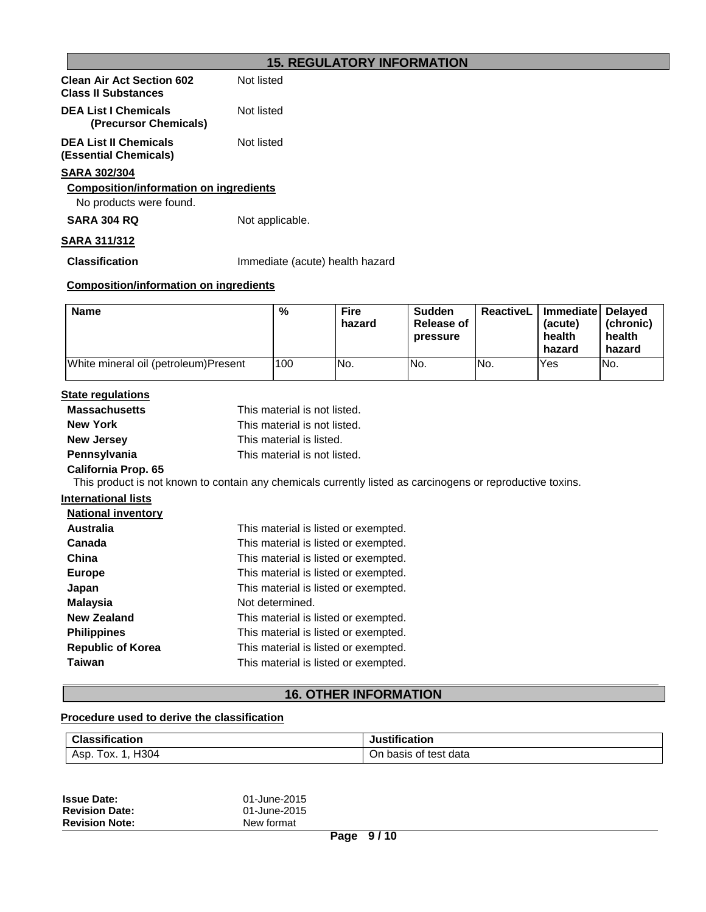## 15. REGULATORY INFORMATION

**Clean Air Act Section 602 Class II Substances** Not listed

**DEA List I Chemicals (Precursor Chemicals)** Not listed

**DEA List II Chemicals (Essential Chemicals)** Not listed

**SARA 302/304**

**Composition/information on ingredients**

No products were found.

**SARA 304 RQ** Not applicable.

**SARA 311/312**

**Classification** Immediate (acute) health hazard

**Composition/information on ingredients**

| Name | % | Fire hazard | Sudden Release of pressure | ReactiveL | Immediate (acute) health hazard | Delayed (chronic) health hazard |
|---|---|---|---|---|---|---|
| White mineral oil (petroleum)Present | 100 | No. | No. | No. | Yes | No. |

**State regulations**

**Massachusetts** This material is not listed.

**New York** This material is not listed.

**New Jersey** This material is listed.

**Pennsylvania** This material is not listed.

**California Prop. 65**

This product is not known to contain any chemicals currently listed as carcinogens or reproductive toxins.

**International lists**

**National inventory**

**Australia** This material is listed or exempted.

**Canada** This material is listed or exempted.

**China** This material is listed or exempted.

**Europe** This material is listed or exempted.

**Japan** This material is listed or exempted.

**Malaysia** Not determined.

**New Zealand** This material is listed or exempted.

**Philippines** This material is listed or exempted.

**Republic of Korea** This material is listed or exempted.

**Taiwan** This material is listed or exempted.

## 16. OTHER INFORMATION

**Procedure used to derive the classification**

| Classification | Justification |
|---|---|
| Asp. Tox. 1, H304 | On basis of test data |

**Issue Date:** 01-June-2015
**Revision Date:** 01-June-2015
**Revision Note:** New format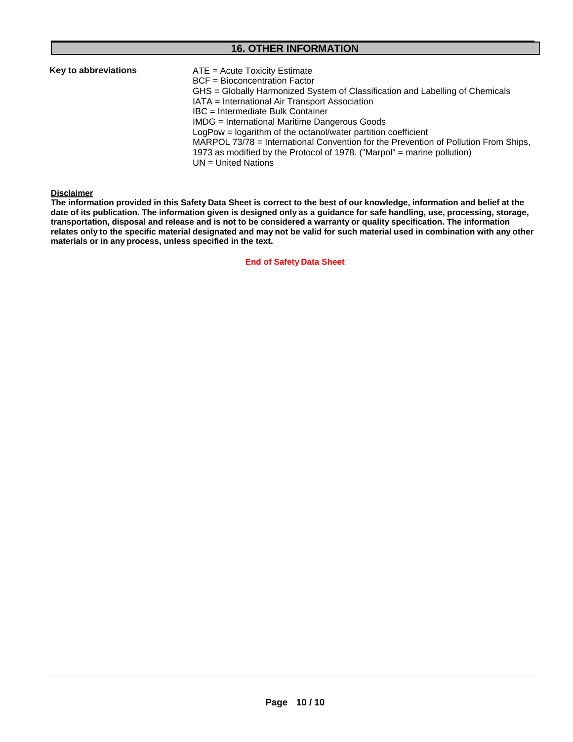## 16. OTHER INFORMATION

**Key to abbreviations**

ATE = Acute Toxicity Estimate
BCF = Bioconcentration Factor
GHS = Globally Harmonized System of Classification and Labelling of Chemicals
IATA = International Air Transport Association
IBC = Intermediate Bulk Container
IMDG = International Maritime Dangerous Goods
LogPow = logarithm of the octanol/water partition coefficient
MARPOL 73/78 = International Convention for the Prevention of Pollution From Ships, 1973 as modified by the Protocol of 1978. ("Marpol" = marine pollution)
UN = United Nations

**Disclaimer**

**The information provided in this Safety Data Sheet is correct to the best of our knowledge, information and belief at the date of its publication. The information given is designed only as a guidance for safe handling, use, processing, storage, transportation, disposal and release and is not to be considered a warranty or quality specification. The information relates only to the specific material designated and may not be valid for such material used in combination with any other materials or in any process, unless specified in the text.**

**End of Safety Data Sheet**